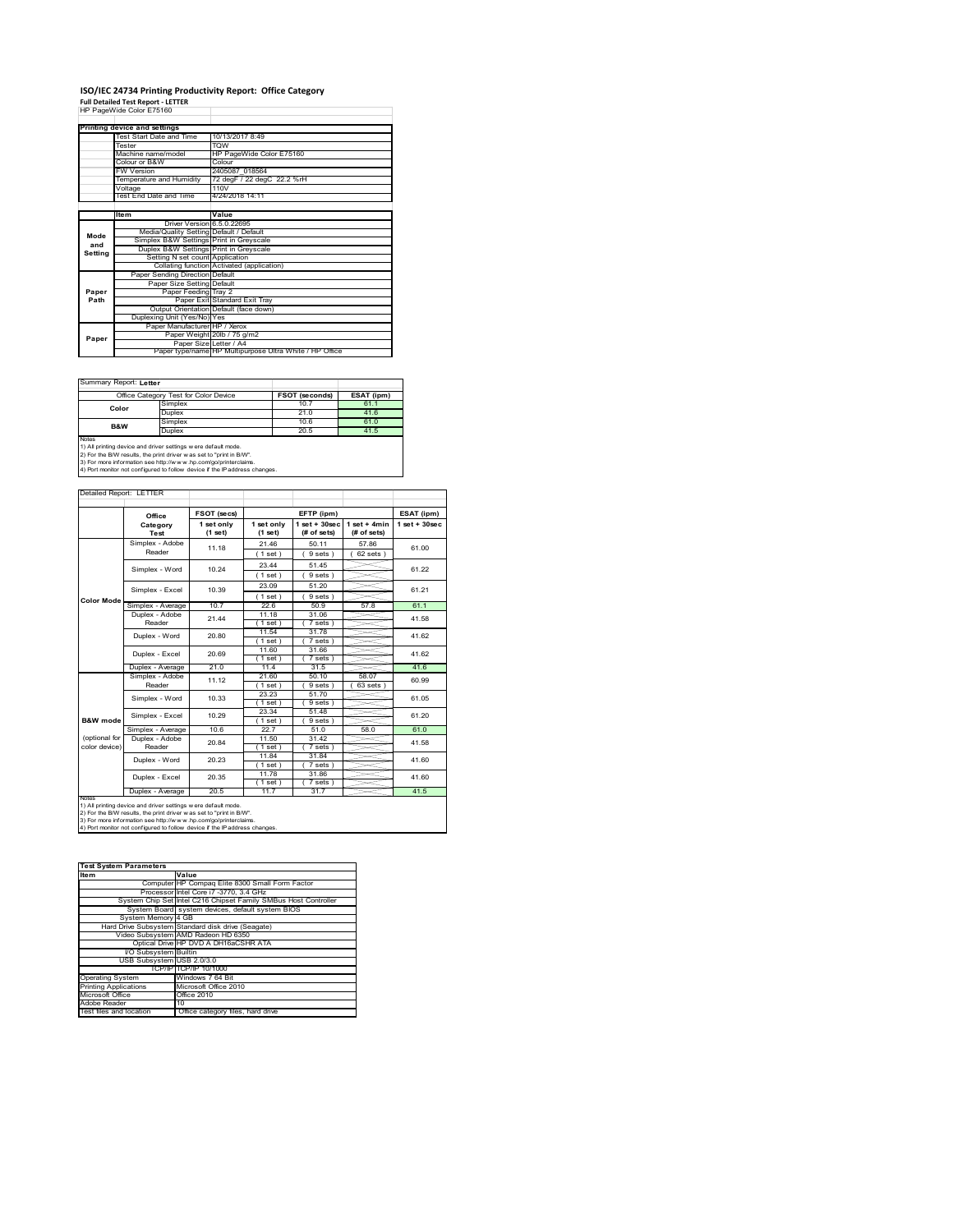# ISO/IEC 24734 Printing Productivity Report: Office Category

**Full Detailed Test Report - LETTER**

HP PageWide Color E75160

| Printing device and settings | |
|---|---|
| Test Start Date and Time | 10/13/2017 8:49 |
| Tester | TQW |
| Machine name/model | HP PageWide Color E75160 |
| Colour or B&W | Colour |
| FW Version | 2405087_018564 |
| Temperature and Humidity | 72 degF / 22 degC 22.2 %rH |
| Voltage | 110V |
| Test End Date and Time | 4/24/2018 14:11 |

| | Item | Value |
|---|---|---|
| Mode and Setting | Driver Version | 6.5.0.22695 |
| | Media/Quality Setting | Default / Default |
| | Simplex B&W Settings | Print in Greyscale |
| | Duplex B&W Settings | Print in Greyscale |
| | Setting N set count | Application |
| | Collating function | Activated (application) |
| Paper Path | Paper Sending Direction | Default |
| | Paper Size Setting | Default |
| | Paper Feeding | Tray 2 |
| | Paper Exit | Standard Exit Tray |
| | Output Orientation | Default (face down) |
| | Duplexing Unit (Yes/No) | Yes |
| Paper | Paper Manufacturer | HP / Xerox |
| | Paper Weight | 20lb / 75 g/m2 |
| | Paper Size | Letter / A4 |
| | Paper type/name | HP Multipurpose Ultra White / HP Office |

Summary Report: **Letter**

| Office Category Test for Color Device | | FSOT (seconds) | ESAT (ipm) |
|---|---|---|---|
| Color | Simplex | 10.7 | 61.1 |
| | Duplex | 21.0 | 41.6 |
| B&W | Simplex | 10.6 | 61.0 |
| | Duplex | 20.5 | 41.5 |

Notes
1) All printing device and driver settings were default mode.
2) For the B/W results, the print driver was set to "print in B/W".
3) For more information see http://www.hp.com/go/printerclaims.
4) Port monitor not configured to follow device if the IP address changes.

Detailed Report: LETTER

| | Office Category Test | FSOT (secs) 1 set only (1 set) | EFTP (ipm) 1 set only (1 set) | EFTP (ipm) 1 set + 30sec (# of sets) | EFTP (ipm) 1 set + 4min (# of sets) | ESAT (ipm) 1 set + 30sec |
|---|---|---|---|---|---|---|
| Color Mode | Simplex - Adobe Reader | 11.18 | 21.46 (1 set) | 50.11 (9 sets) | 57.86 (62 sets) | 61.00 |
| | Simplex - Word | 10.24 | 23.44 (1 set) | 51.45 (9 sets) | | 61.22 |
| | Simplex - Excel | 10.39 | 23.09 (1 set) | 51.20 (9 sets) | | 61.21 |
| | Simplex - Average | 10.7 | 22.6 | 50.9 | 57.8 | 61.1 |
| | Duplex - Adobe Reader | 21.44 | 11.18 (1 set) | 31.06 (7 sets) | | 41.58 |
| | Duplex - Word | 20.80 | 11.54 (1 set) | 31.78 (7 sets) | | 41.62 |
| | Duplex - Excel | 20.69 | 11.60 (1 set) | 31.66 (7 sets) | | 41.62 |
| | Duplex - Average | 21.0 | 11.4 | 31.5 | | 41.6 |
| B&W mode (optional for color device) | Simplex - Adobe Reader | 11.12 | 21.60 (1 set) | 50.10 (9 sets) | 58.07 (63 sets) | 60.99 |
| | Simplex - Word | 10.33 | 23.23 (1 set) | 51.70 (9 sets) | | 61.05 |
| | Simplex - Excel | 10.29 | 23.34 (1 set) | 51.48 (9 sets) | | 61.20 |
| | Simplex - Average | 10.6 | 22.7 | 51.0 | 58.0 | 61.0 |
| | Duplex - Adobe Reader | 20.84 | 11.50 (1 set) | 31.42 (7 sets) | | 41.58 |
| | Duplex - Word | 20.23 | 11.84 (1 set) | 31.84 (7 sets) | | 41.60 |
| | Duplex - Excel | 20.35 | 11.78 (1 set) | 31.86 (7 sets) | | 41.60 |
| | Duplex - Average | 20.5 | 11.7 | 31.7 | | 41.5 |

Notes
1) All printing device and driver settings were default mode.
2) For the B/W results, the print driver was set to "print in B/W".
3) For more information see http://www.hp.com/go/printerclaims.
4) Port monitor not configured to follow device if the IP address changes.

| Test System Parameters | |
|---|---|
| Item | Value |
| Computer | HP Compaq Elite 8300 Small Form Factor |
| Processor | Intel Core i7 -3770, 3.4 GHz |
| System Chip Set | Intel C216 Chipset Family SMBus Host Controller |
| System Board | system devices, default system BIOS |
| System Memory | 4 GB |
| Hard Drive Subsystem | Standard disk drive (Seagate) |
| Video Subsystem | AMD Radeon HD 6350 |
| Optical Drive | HP DVD A DH16aCSHR ATA |
| I/O Subsystem | Builtin |
| USB Subsystem | USB 2.0/3.0 |
| TCP/IP | TCP/IP 10/1000 |
| Operating System | Windows 7 64 Bit |
| Printing Applications | Microsoft Office 2010 |
| Microsoft Office | Office 2010 |
| Adobe Reader | 10 |
| Test files and location | Office category files, hard drive |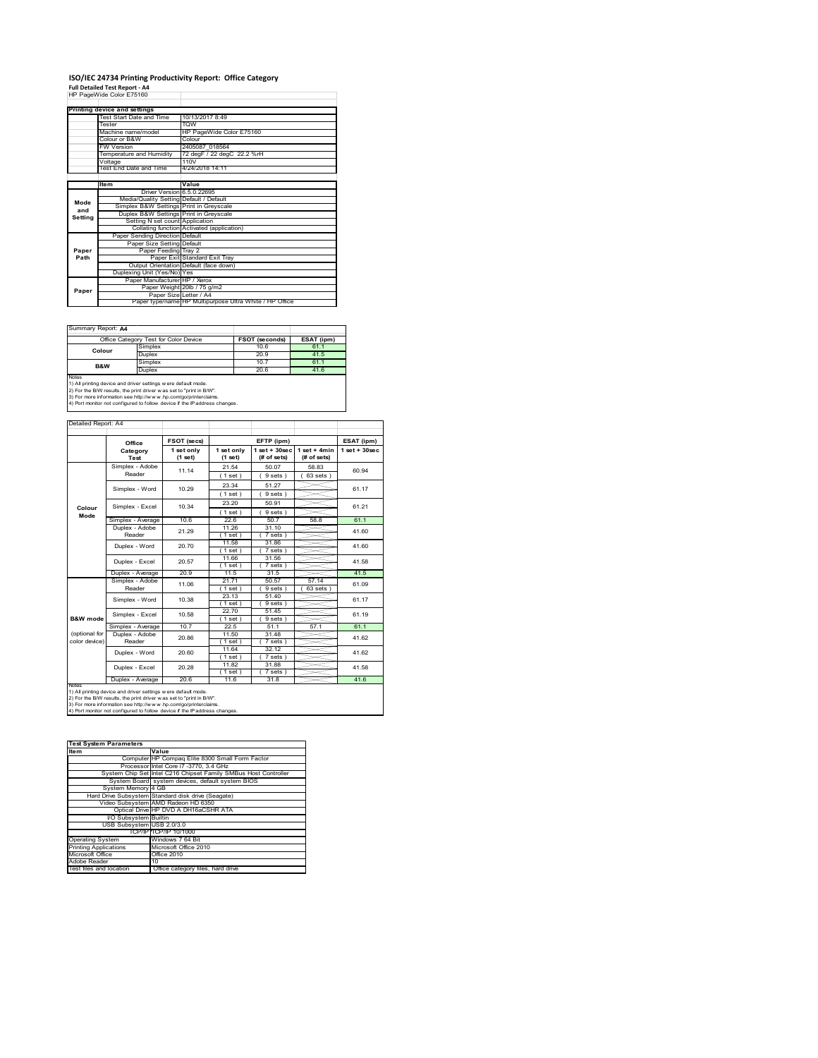# ISO/IEC 24734 Printing Productivity Report: Office Category

**Full Detailed Test Report - A4**

HP PageWide Color E75160

| Printing device and settings | |
|---|---|
| Test Start Date and Time | 10/13/2017 8:49 |
| Tester | TQW |
| Machine name/model | HP PageWide Color E75160 |
| Colour or B&W | Colour |
| FW Version | 2405087_018564 |
| Temperature and Humidity | 72 degF / 22 degC 22.2 %rH |
| Voltage | 110V |
| Test End Date and Time | 4/24/2018 14:11 |

| | Item | Value |
|---|---|---|
| Mode and Setting | Driver Version | 6.5.0.22695 |
| | Media/Quality Setting | Default / Default |
| | Simplex B&W Settings | Print in Greyscale |
| | Duplex B&W Settings | Print in Greyscale |
| | Setting N set count | Application |
| | Collating function | Activated (application) |
| Paper Path | Paper Sending Direction | Default |
| | Paper Size Setting | Default |
| | Paper Feeding | Tray 2 |
| | Paper Exit | Standard Exit Tray |
| | Output Orientation | Default (face down) |
| | Duplexing Unit (Yes/No) | Yes |
| Paper | Paper Manufacturer | HP / Xerox |
| | Paper Weight | 20lb / 75 g/m2 |
| | Paper Size | Letter / A4 |
| | Paper type/name | HP Multipurpose Ultra White / HP Office |

Summary Report: **A4**

| Office Category Test for Color Device | | FSOT (seconds) | ESAT (ipm) |
|---|---|---|---|
| Colour | Simplex | 10.6 | 61.1 |
| | Duplex | 20.9 | 41.5 |
| B&W | Simplex | 10.7 | 61.1 |
| | Duplex | 20.6 | 41.6 |

Notes
1) All printing device and driver settings were default mode.
2) For the B/W results, the print driver was set to "print in B/W".
3) For more information see http://www.hp.com/go/printerclaims.
4) Port monitor not configured to follow device if the IP address changes.

Detailed Report: A4

| | Office Category Test | FSOT (secs) 1 set only (1 set) | EFTP (ipm) 1 set only (1 set) | EFTP (ipm) 1 set + 30sec (# of sets) | EFTP (ipm) 1 set + 4min (# of sets) | ESAT (ipm) 1 set + 30sec |
|---|---|---|---|---|---|---|
| Colour Mode | Simplex - Adobe Reader | 11.14 | 21.54 (1 set) | 50.07 (9 sets) | 58.83 (63 sets) | 60.94 |
| | Simplex - Word | 10.29 | 23.34 (1 set) | 51.27 (9 sets) | | 61.17 |
| | Simplex - Excel | 10.34 | 23.20 (1 set) | 50.91 (9 sets) | | 61.21 |
| | Simplex - Average | 10.6 | 22.6 | 50.7 | 58.8 | 61.1 |
| | Duplex - Adobe Reader | 21.29 | 11.26 (1 set) | 31.10 (7 sets) | | 41.60 |
| | Duplex - Word | 20.70 | 11.58 (1 set) | 31.86 (7 sets) | | 41.60 |
| | Duplex - Excel | 20.57 | 11.66 (1 set) | 31.56 (7 sets) | | 41.58 |
| | Duplex - Average | 20.9 | 11.5 | 31.5 | | 41.5 |
| B&W mode (optional for color device) | Simplex - Adobe Reader | 11.06 | 21.71 (1 set) | 50.57 (9 sets) | 57.14 (63 sets) | 61.09 |
| | Simplex - Word | 10.38 | 23.13 (1 set) | 51.40 (9 sets) | | 61.17 |
| | Simplex - Excel | 10.58 | 22.70 (1 set) | 51.45 (9 sets) | | 61.19 |
| | Simplex - Average | 10.7 | 22.5 | 51.1 | 57.1 | 61.1 |
| | Duplex - Adobe Reader | 20.86 | 11.50 (1 set) | 31.48 (7 sets) | | 41.62 |
| | Duplex - Word | 20.60 | 11.64 (1 set) | 32.12 (7 sets) | | 41.62 |
| | Duplex - Excel | 20.28 | 11.82 (1 set) | 31.88 (7 sets) | | 41.58 |
| | Duplex - Average | 20.6 | 11.6 | 31.8 | | 41.6 |

Notes
1) All printing device and driver settings were default mode.
2) For the B/W results, the print driver was set to "print in B/W".
3) For more information see http://www.hp.com/go/printerclaims.
4) Port monitor not configured to follow device if the IP address changes.

| Test System Parameters | |
|---|---|
| **Item** | **Value** |
| Computer | HP Compaq Elite 8300 Small Form Factor |
| Processor | Intel Core i7 -3770, 3.4 GHz |
| System Chip Set | Intel C216 Chipset Family SMBus Host Controller |
| System Board | system devices, default system BIOS |
| System Memory | 4 GB |
| Hard Drive Subsystem | Standard disk drive (Seagate) |
| Video Subsystem | AMD Radeon HD 6350 |
| Optical Drive | HP DVD A DH16aCSHR ATA |
| I/O Subsystem | Builtin |
| USB Subsystem | USB 2.0/3.0 |
| TCP/IP | TCP/IP 10/1000 |
| Operating System | Windows 7 64 Bit |
| Printing Applications | Microsoft Office 2010 |
| Microsoft Office | Office 2010 |
| Adobe Reader | 10 |
| Test files and location | Office category files, hard drive |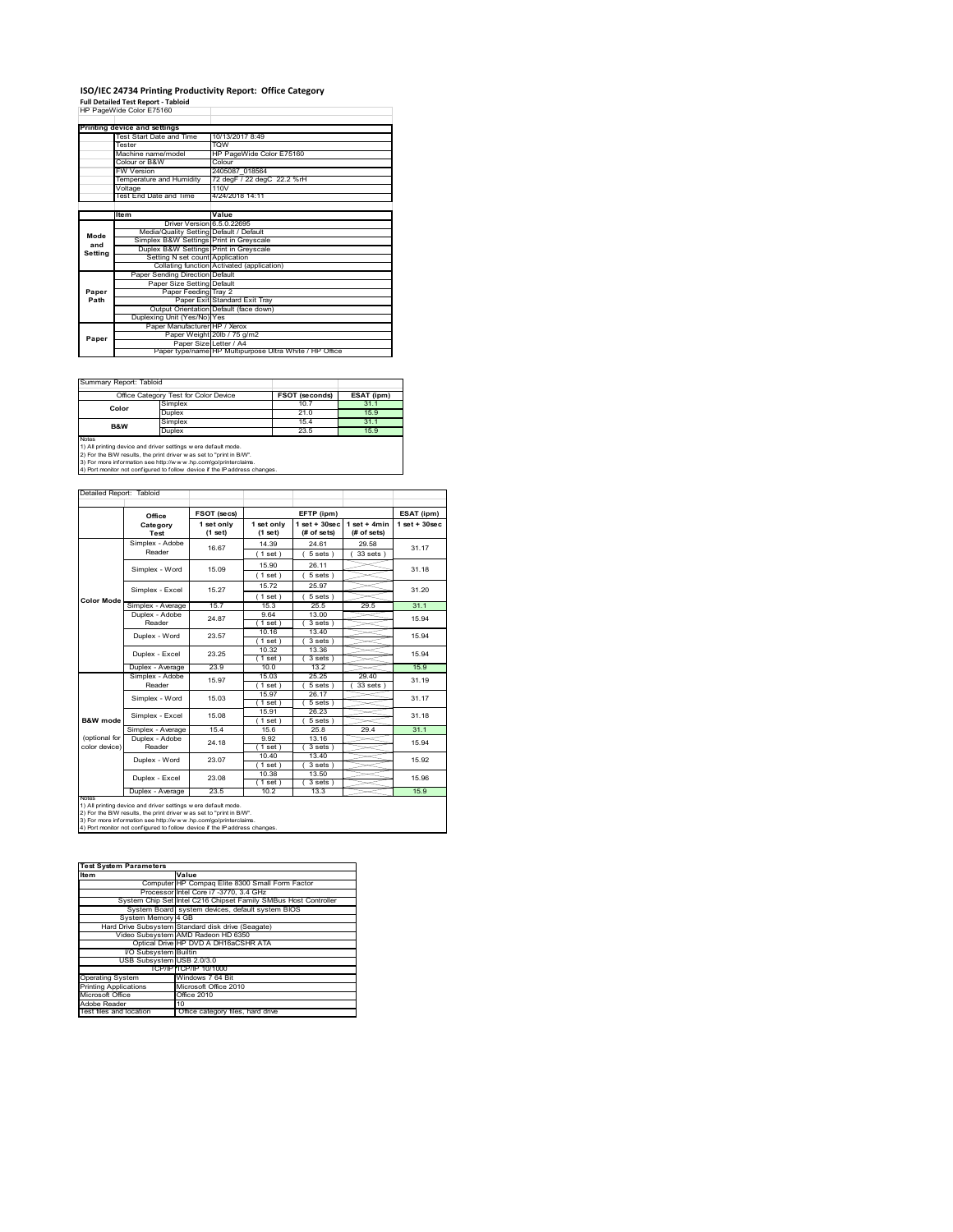# ISO/IEC 24734 Printing Productivity Report: Office Category

**Full Detailed Test Report - Tabloid**

HP PageWide Color E75160

| Printing device and settings | |
|---|---|
| Test Start Date and Time | 10/13/2017 8:49 |
| Tester | TQW |
| Machine name/model | HP PageWide Color E75160 |
| Colour or B&W | Colour |
| FW Version | 2405087_018564 |
| Temperature and Humidity | 72 degF / 22 degC 22.2 %rH |
| Voltage | 110V |
| Test End Date and Time | 4/24/2018 14:11 |

| | Item | Value |
|---|---|---|
| Mode and Setting | Driver Version | 6.5.0.22695 |
| | Media/Quality Setting | Default / Default |
| | Simplex B&W Settings | Print in Greyscale |
| | Duplex B&W Settings | Print in Greyscale |
| | Setting N set count | Application |
| | Collating function | Activated (application) |
| Paper Path | Paper Sending Direction | Default |
| | Paper Size Setting | Default |
| | Paper Feeding | Tray 2 |
| | Paper Exit | Standard Exit Tray |
| | Output Orientation | Default (face down) |
| | Duplexing Unit (Yes/No) | Yes |
| Paper | Paper Manufacturer | HP / Xerox |
| | Paper Weight | 20lb / 75 g/m2 |
| | Paper Size | Letter / A4 |
| | Paper type/name | HP Multipurpose Ultra White / HP Office |

Summary Report: Tabloid

| Office Category Test for Color Device | | FSOT (seconds) | ESAT (ipm) |
|---|---|---|---|
| Color | Simplex | 10.7 | 31.1 |
| | Duplex | 21.0 | 15.9 |
| B&W | Simplex | 15.4 | 31.1 |
| | Duplex | 23.5 | 15.9 |

Notes
1) All printing device and driver settings were default mode.
2) For the B/W results, the print driver was set to "print in B/W".
3) For more information see http://www.hp.com/go/printerclaims.
4) Port monitor not configured to follow device if the IP address changes.

Detailed Report: Tabloid

| | Office Category Test | FSOT (secs) 1 set only (1 set) | EFTP (ipm) 1 set only (1 set) | EFTP (ipm) 1 set + 30sec (# of sets) | EFTP (ipm) 1 set + 4min (# of sets) | ESAT (ipm) 1 set + 30sec |
|---|---|---|---|---|---|---|
| Color Mode | Simplex - Adobe Reader | 16.67 | 14.39 (1 set) | 24.61 (5 sets) | 29.58 (33 sets) | 31.17 |
| | Simplex - Word | 15.09 | 15.90 (1 set) | 26.11 (5 sets) | | 31.18 |
| | Simplex - Excel | 15.27 | 15.72 (1 set) | 25.97 (5 sets) | | 31.20 |
| | Simplex - Average | 15.7 | 15.3 | 25.5 | 29.5 | 31.1 |
| | Duplex - Adobe Reader | 24.87 | 9.64 (1 set) | 13.00 (3 sets) | | 15.94 |
| | Duplex - Word | 23.57 | 10.16 (1 set) | 13.40 (3 sets) | | 15.94 |
| | Duplex - Excel | 23.25 | 10.32 (1 set) | 13.36 (3 sets) | | 15.94 |
| | Duplex - Average | 23.9 | 10.0 | 13.2 | | 15.9 |
| B&W mode (optional for color device) | Simplex - Adobe Reader | 15.97 | 15.03 (1 set) | 25.25 (5 sets) | 29.40 (33 sets) | 31.19 |
| | Simplex - Word | 15.03 | 15.97 (1 set) | 26.17 (5 sets) | | 31.17 |
| | Simplex - Excel | 15.08 | 15.91 (1 set) | 26.23 (5 sets) | | 31.18 |
| | Simplex - Average | 15.4 | 15.6 | 25.8 | 29.4 | 31.1 |
| | Duplex - Adobe Reader | 24.18 | 9.92 (1 set) | 13.16 (3 sets) | | 15.94 |
| | Duplex - Word | 23.07 | 10.40 (1 set) | 13.40 (3 sets) | | 15.92 |
| | Duplex - Excel | 23.08 | 10.38 (1 set) | 13.50 (3 sets) | | 15.96 |
| | Duplex - Average | 23.5 | 10.2 | 13.3 | | 15.9 |

Notes
1) All printing device and driver settings were default mode.
2) For the B/W results, the print driver was set to "print in B/W".
3) For more information see http://www.hp.com/go/printerclaims.
4) Port monitor not configured to follow device if the IP address changes.

| Test System Parameters | |
|---|---|
| Item | Value |
| Computer | HP Compaq Elite 8300 Small Form Factor |
| Processor | Intel Core i7 -3770, 3.4 GHz |
| System Chip Set | Intel C216 Chipset Family SMBus Host Controller |
| System Board | system devices, default system BIOS |
| System Memory | 4 GB |
| Hard Drive Subsystem | Standard disk drive (Seagate) |
| Video Subsystem | AMD Radeon HD 6350 |
| Optical Drive | HP DVD A DH16aCSHR ATA |
| I/O Subsystem | Builtin |
| USB Subsystem | USB 2.0/3.0 |
| TCP/IP | TCP/IP 10/1000 |
| Operating System | Windows 7 64 Bit |
| Printing Applications | Microsoft Office 2010 |
| Microsoft Office | Office 2010 |
| Adobe Reader | 10 |
| Test files and location | Office category files, hard drive |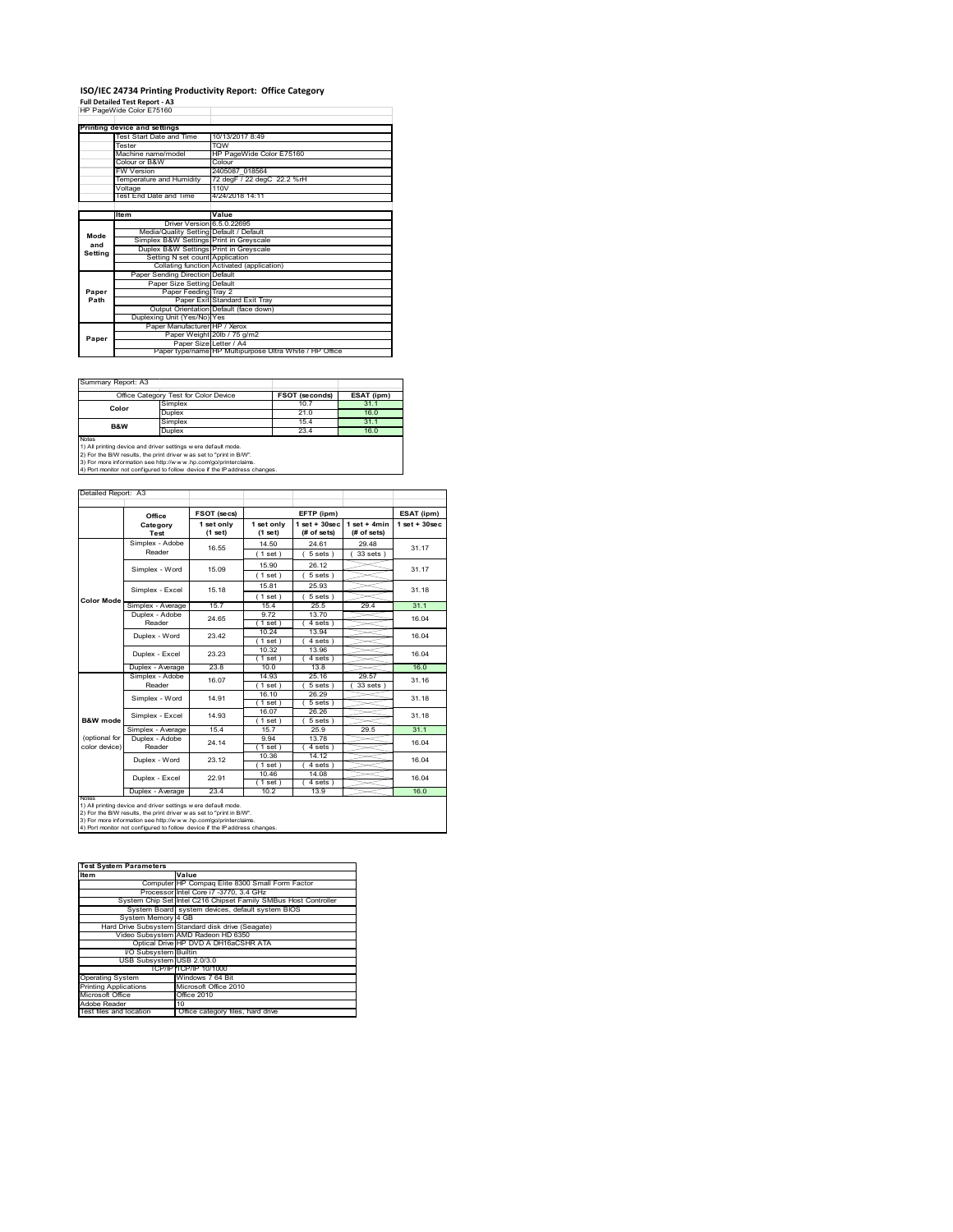# ISO/IEC 24734 Printing Productivity Report: Office Category

**Full Detailed Test Report - A3**

HP PageWide Color E75160

| Printing device and settings | |
|---|---|
| Test Start Date and Time | 10/13/2017 8:49 |
| Tester | TQW |
| Machine name/model | HP PageWide Color E75160 |
| Colour or B&W | Colour |
| FW Version | 2405087_018564 |
| Temperature and Humidity | 72 degF / 22 degC 22.2 %rH |
| Voltage | 110V |
| Test End Date and Time | 4/24/2018 14:11 |

| | Item | Value |
|---|---|---|
| Mode and Setting | Driver Version | 6.5.0.22695 |
| | Media/Quality Setting | Default / Default |
| | Simplex B&W Settings | Print in Greyscale |
| | Duplex B&W Settings | Print in Greyscale |
| | Setting N set count | Application |
| | Collating function | Activated (application) |
| Paper Path | Paper Sending Direction | Default |
| | Paper Size Setting | Default |
| | Paper Feeding | Tray 2 |
| | Paper Exit | Standard Exit Tray |
| | Output Orientation | Default (face down) |
| | Duplexing Unit (Yes/No) | Yes |
| Paper | Paper Manufacturer | HP / Xerox |
| | Paper Weight | 20lb / 75 g/m2 |
| | Paper Size | Letter / A4 |
| | Paper type/name | HP Multipurpose Ultra White / HP Office |

Summary Report: A3

| Office Category Test for Color Device | | FSOT (seconds) | ESAT (ipm) |
|---|---|---|---|
| Color | Simplex | 10.7 | 31.1 |
| | Duplex | 21.0 | 16.0 |
| B&W | Simplex | 15.4 | 31.1 |
| | Duplex | 23.4 | 16.0 |

Notes
1) All printing device and driver settings were default mode.
2) For the B/W results, the print driver was set to "print in B/W".
3) For more information see http://www.hp.com/go/printerclaims.
4) Port monitor not configured to follow device if the IP address changes.

Detailed Report: A3

| | Office Category Test | FSOT (secs) 1 set only (1 set) | EFTP (ipm) 1 set only (1 set) | EFTP (ipm) 1 set + 30sec (# of sets) | EFTP (ipm) 1 set + 4min (# of sets) | ESAT (ipm) 1 set + 30sec |
|---|---|---|---|---|---|---|
| Color Mode | Simplex - Adobe Reader | 16.55 | 14.50 (1 set) | 24.61 (5 sets) | 29.48 (33 sets) | 31.17 |
| | Simplex - Word | 15.09 | 15.90 (1 set) | 26.12 (5 sets) | | 31.17 |
| | Simplex - Excel | 15.18 | 15.81 (1 set) | 25.93 (5 sets) | | 31.18 |
| | Simplex - Average | 15.7 | 15.4 | 25.5 | 29.4 | 31.1 |
| | Duplex - Adobe Reader | 24.65 | 9.72 (1 set) | 13.70 (4 sets) | | 16.04 |
| | Duplex - Word | 23.42 | 10.24 (1 set) | 13.94 (4 sets) | | 16.04 |
| | Duplex - Excel | 23.23 | 10.32 (1 set) | 13.96 (4 sets) | | 16.04 |
| | Duplex - Average | 23.8 | 10.0 | 13.8 | | 16.0 |
| B&W mode (optional for color device) | Simplex - Adobe Reader | 16.07 | 14.93 (1 set) | 25.16 (5 sets) | 29.57 (33 sets) | 31.16 |
| | Simplex - Word | 14.91 | 16.10 (1 set) | 26.29 (5 sets) | | 31.18 |
| | Simplex - Excel | 14.93 | 16.07 (1 set) | 26.26 (5 sets) | | 31.18 |
| | Simplex - Average | 15.4 | 15.7 | 25.9 | 29.5 | 31.1 |
| | Duplex - Adobe Reader | 24.14 | 9.94 (1 set) | 13.78 (4 sets) | | 16.04 |
| | Duplex - Word | 23.12 | 10.36 (1 set) | 14.12 (4 sets) | | 16.04 |
| | Duplex - Excel | 22.91 | 10.46 (1 set) | 14.08 (4 sets) | | 16.04 |
| | Duplex - Average | 23.4 | 10.2 | 13.9 | | 16.0 |

Notes
1) All printing device and driver settings were default mode.
2) For the B/W results, the print driver was set to "print in B/W".
3) For more information see http://www.hp.com/go/printerclaims.
4) Port monitor not configured to follow device if the IP address changes.

| Test System Parameters | |
|---|---|
| **Item** | **Value** |
| Computer | HP Compaq Elite 8300 Small Form Factor |
| Processor | Intel Core i7 -3770, 3.4 GHz |
| System Chip Set | Intel C216 Chipset Family SMBus Host Controller |
| System Board | system devices, default system BIOS |
| System Memory | 4 GB |
| Hard Drive Subsystem | Standard disk drive (Seagate) |
| Video Subsystem | AMD Radeon HD 6350 |
| Optical Drive | HP DVD A DH16aCSHR ATA |
| I/O Subsystem | Builtin |
| USB Subsystem | USB 2.0/3.0 |
| TCP/IP | TCP/IP 10/1000 |
| Operating System | Windows 7 64 Bit |
| Printing Applications | Microsoft Office 2010 |
| Microsoft Office | Office 2010 |
| Adobe Reader | 10 |
| Test files and location | Office category files, hard drive |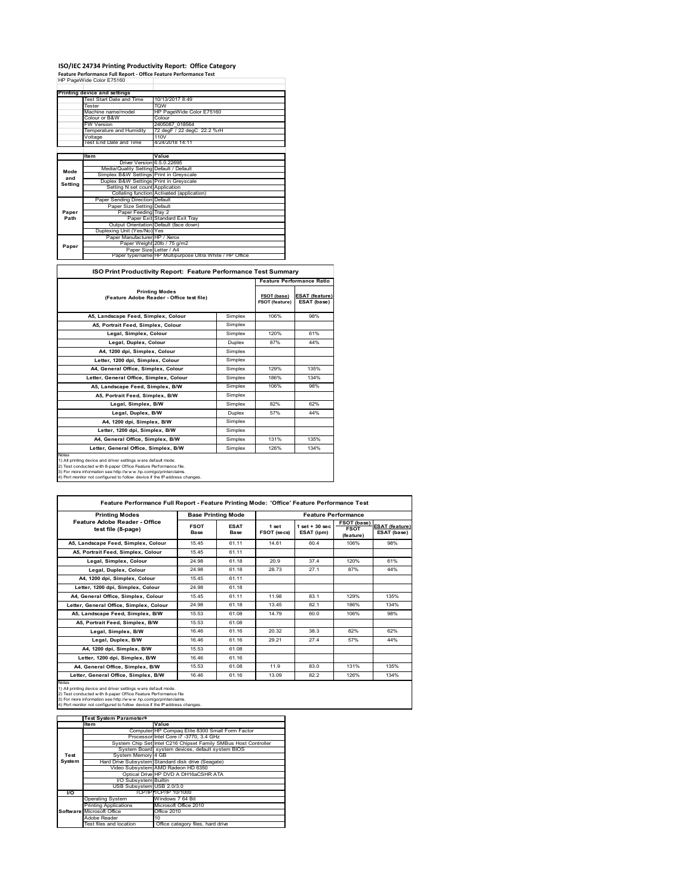# ISO/IEC 24734 Printing Productivity Report: Office Category

**Feature Performance Full Report - Office Feature Performance Test**

HP PageWide Color E75160

| Printing device and settings | |
|---|---|
| Test Start Date and Time | 10/13/2017 8:49 |
| Tester | TQW |
| Machine name/model | HP PageWide Color E75160 |
| Colour or B&W | Colour |
| FW Version | 2405087_018564 |
| Temperature and Humidity | 72 degF / 22 degC 22.2 %rH |
| Voltage | 110V |
| Test End Date and Time | 4/24/2018 14:11 |

| | Item | Value |
|---|---|---|
| Mode and Setting | Driver Version | 6.5.0.22695 |
| | Media/Quality Setting | Default / Default |
| | Simplex B&W Settings | Print in Greyscale |
| | Duplex B&W Settings | Print in Greyscale |
| | Setting N set count | Application |
| | Collating function | Activated (application) |
| Paper Path | Paper Sending Direction | Default |
| | Paper Size Setting | Default |
| | Paper Feeding | Tray 2 |
| | Paper Exit | Standard Exit Tray |
| | Output Orientation | Default (face down) |
| | Duplexing Unit (Yes/No) | Yes |
| Paper | Paper Manufacturer | HP / Xerox |
| | Paper Weight | 20lb / 75 g/m2 |
| | Paper Size | Letter / A4 |
| | Paper type/name | HP Multipurpose Ultra White / HP Office |

## ISO Print Productivity Report: Feature Performance Test Summary

| Printing Modes (Feature Adobe Reader - Office test file) | | Feature Performance Ratio | |
|---|---|---|---|
| | | FSOT (base) / FSOT (feature) | ESAT (feature) / ESAT (base) |
| A5, Landscape Feed, Simplex, Colour | Simplex | 106% | 98% |
| A5, Portrait Feed, Simplex, Colour | Simplex | | |
| Legal, Simplex, Colour | Simplex | 120% | 61% |
| Legal, Duplex, Colour | Duplex | 87% | 44% |
| A4, 1200 dpi, Simplex, Colour | Simplex | | |
| Letter, 1200 dpi, Simplex, Colour | Simplex | | |
| A4, General Office, Simplex, Colour | Simplex | 129% | 135% |
| Letter, General Office, Simplex, Colour | Simplex | 186% | 134% |
| A5, Landscape Feed, Simplex, B/W | Simplex | 106% | 98% |
| A5, Portrait Feed, Simplex, B/W | Simplex | | |
| Legal, Simplex, B/W | Simplex | 82% | 62% |
| Legal, Duplex, B/W | Duplex | 57% | 44% |
| A4, 1200 dpi, Simplex, B/W | Simplex | | |
| Letter, 1200 dpi, Simplex, B/W | Simplex | | |
| A4, General Office, Simplex, B/W | Simplex | 131% | 135% |
| Letter, General Office, Simplex, B/W | Simplex | 126% | 134% |

Notes
1) All printing device and driver settings were default mode.
2) Test conducted with 8-paper Office Feature Performance file.
3) For more information see http://www.hp.com/go/printerclaims.
4) Port monitor not configured to follow device if the IP address changes.

## Feature Performance Full Report - Feature Printing Mode: 'Office' Feature Performance Test

| Printing Modes | Base Printing Mode | | Feature Performance | | | |
|---|---|---|---|---|---|---|
| Feature Adobe Reader - Office test file (8-page) | FSOT Base | ESAT Base | 1 set FSOT (secs) | 1 set + 30 sec ESAT (ipm) | FSOT (base) / FSOT (feature) | ESAT (feature) / ESAT (base) |
| A5, Landscape Feed, Simplex, Colour | 15.45 | 61.11 | 14.61 | 60.4 | 106% | 98% |
| A5, Portrait Feed, Simplex, Colour | 15.45 | 61.11 | | | | |
| Legal, Simplex, Colour | 24.98 | 61.18 | 20.9 | 37.4 | 120% | 61% |
| Legal, Duplex, Colour | 24.98 | 61.18 | 28.73 | 27.1 | 87% | 44% |
| A4, 1200 dpi, Simplex, Colour | 15.45 | 61.11 | | | | |
| Letter, 1200 dpi, Simplex, Colour | 24.98 | 61.18 | | | | |
| A4, General Office, Simplex, Colour | 15.45 | 61.11 | 11.98 | 83.1 | 129% | 135% |
| Letter, General Office, Simplex, Colour | 24.98 | 61.18 | 13.45 | 82.1 | 186% | 134% |
| A5, Landscape Feed, Simplex, B/W | 15.53 | 61.08 | 14.79 | 60.0 | 106% | 98% |
| A5, Portrait Feed, Simplex, B/W | 15.53 | 61.08 | | | | |
| Legal, Simplex, B/W | 16.46 | 61.16 | 20.32 | 38.3 | 82% | 62% |
| Legal, Duplex, B/W | 16.46 | 61.16 | 29.21 | 27.4 | 57% | 44% |
| A4, 1200 dpi, Simplex, B/W | 15.53 | 61.08 | | | | |
| Letter, 1200 dpi, Simplex, B/W | 16.46 | 61.16 | | | | |
| A4, General Office, Simplex, B/W | 15.53 | 61.08 | 11.9 | 83.0 | 131% | 135% |
| Letter, General Office, Simplex, B/W | 16.46 | 61.16 | 13.09 | 82.2 | 126% | 134% |

Notes
1) All printing device and driver settings were default mode.
2) Test conducted with 8-paper Office Feature Performance file
3) For more information see http://www.hp.com/go/printerclaims.
4) Port monitor not configured to follow device if the IP address changes.

| | Test System Parameters | |
|---|---|---|
| | Item | Value |
| Test System | Computer | HP Compaq Elite 8300 Small Form Factor |
| | Processor | Intel Core i7 -3770, 3.4 GHz |
| | System Chip Set | Intel C216 Chipset Family SMBus Host Controller |
| | System Board | system devices, default system BIOS |
| | System Memory | 4 GB |
| | Hard Drive Subsystem | Standard disk drive (Seagate) |
| | Video Subsystem | AMD Radeon HD 6350 |
| | Optical Drive | HP DVD A DH16aCSHR ATA |
| | I/O Subsystem | Builtin |
| | USB Subsystem | USB 2.0/3.0 |
| I/O | TCP/IP | TCP/IP 10/1000 |
| Software | Operating System | Windows 7 64 Bit |
| | Printing Applications | Microsoft Office 2010 |
| | Microsoft Office | Office 2010 |
| | Adobe Reader | 10 |
| | Test files and location | Office category files, hard drive |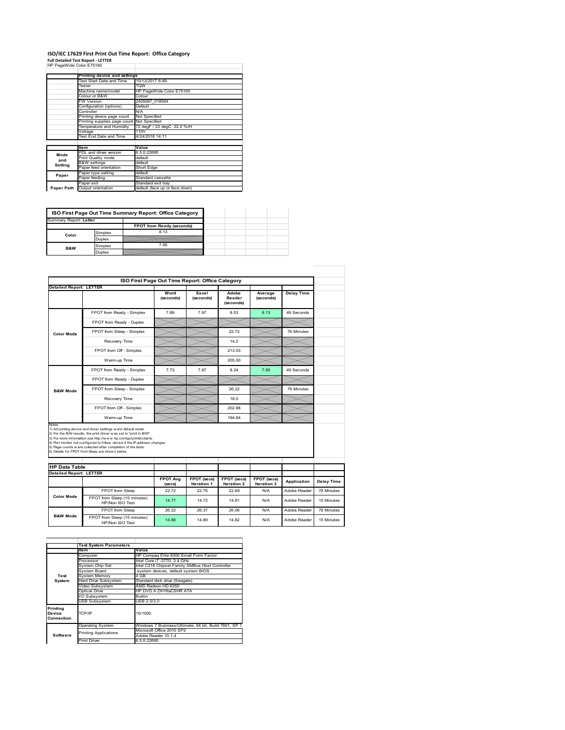# ISO/IEC 17629 First Print Out Time Report: Office Category

**Full Detailed Test Report - LETTER**

HP PageWide Color E75160

| | Printing device and settings | |
|---|---|---|
| | Test Start Date and Time | 10/13/2017 8:49 |
| | Tester | TQW |
| | Machine name/model | HP PageWide Color E75160 |
| | Colour or B&W | Colour |
| | FW Version | 2405087_018564 |
| | Configuration (options) | Default |
| | Controller | N/A |
| | Printing device page count | Not Specified |
| | Printing supplies page count | Not Specified |
| | Temperature and Humidity | 72 degF / 22 degC 22.2 %rH |
| | Voltage | 110V |
| | Test End Date and Time | 4/24/2018 14:11 |

| | Item | Value |
|---|---|---|
| Mode and Setting | PDL and driver version | 6.5.0.22695 |
| | Print Quality mode | default |
| | B&W settings | default |
| | Paper feed orientation | Short Edge |
| Paper | Paper type setting | default |
| | Paper feeding | Standard cassette |
| | Paper exit | Standard exit tray |
| Paper Path | Output orientation | default (face up or face down) |

**ISO First Page Out Time Summary Report: Office Category**

Summary Report: **Letter**

| | | FPOT from Ready (seconds) |
|---|---|---|
| Color | Simplex | 8.13 |
| | Duplex | |
| B&W | Simplex | 7.95 |
| | Duplex | |

**ISO First Page Out Time Report: Office Category**

Detailed Report: LETTER

| | | Word (seconds) | Excel (seconds) | Adobe Reader (seconds) | Average (seconds) | Delay Time |
|---|---|---|---|---|---|---|
| Color Mode | FPOT from Ready - Simplex | 7.89 | 7.97 | 8.53 | 8.13 | 49 Seconds |
| | FPOT from Ready - Duplex | | | | | |
| | FPOT from Sleep - Simplex | | | 22.72 | | 76 Minutes |
| | Recovery Time | | | 14.2 | | |
| | FPOT from Off - Simplex | | | 213.53 | | |
| | Warm-up Time | | | 205.00 | | |
| B&W Mode | FPOT from Ready - Simplex | 7.73 | 7.87 | 8.24 | 7.95 | 49 Seconds |
| | FPOT from Ready - Duplex | | | | | |
| | FPOT from Sleep - Simplex | | | 26.22 | | 76 Minutes |
| | Recovery Time | | | 18.0 | | |
| | FPOT from Off - Simplex | | | 202.88 | | |
| | Warm-up Time | | | 194.64 | | |

Notes
1) All printing device and driver settings were default mode.
2) For the B/W results, the print driver was set to "print in B/W".
3) For more information see http://www.hp.com/go/printerclaims.
4) Port monitor not configured to follow device if the IP address changes.
5) Page counts were collected after completion of the tests.
6) Details for FPOT from Sleep are shown below.

**HP Data Table**

Detailed Report: LETTER

| | | FPOT Avg (secs) | FPOT (secs) Iteration 1 | FPOT (secs) Iteration 2 | FPOT (secs) Iteration 3 | Application | Delay Time |
|---|---|---|---|---|---|---|---|
| Color Mode | FPOT from Sleep | 22.72 | 22.75 | 22.69 | N/A | Adobe Reader | 76 Minutes |
| | FPOT from Sleep (15 minutes) HP/Non ISO Test | 14.77 | 14.72 | 14.81 | N/A | Adobe Reader | 15 Minutes |
| B&W Mode | FPOT from Sleep | 26.22 | 26.37 | 26.06 | N/A | Adobe Reader | 76 Minutes |
| | FPOT from Sleep (15 minutes) HP/Non ISO Test | 14.86 | 14.89 | 14.82 | N/A | Adobe Reader | 15 Minutes |

| | Test System Parameters | |
|---|---|---|
| | Item | Value |
| Test System | Computer | HP Compaq Elite 8300 Small Form Factor |
| | Processor | Intel Core i7 -3770, 3.4 GHz |
| | System Chip Set | Intel C216 Chipset Family SMBus Host Controller |
| | System Board | system devices, default system BIOS |
| | System Memory | 4 GB |
| | Hard Drive Subsystem | Standard disk drive (Seagate) |
| | Video Subsystem | AMD Radeon HD 6350 |
| | Optical Drive | HP DVD A DH16aCSHR ATA |
| | I/O Subsystem | Builtin |
| | USB Subsystem | USB 2.0/3.0 |
| Printing Device Connection | TCP/IP | 10/1000 |
| Software | Operating System | Windows 7 Business/Ultimate, 64 bit, Build 7601, SP 1 |
| | Printing Applications | Microsoft Office 2010 SP2 |
| | | Adobe Reader 10.1.4 |
| | Print Driver | 6.5.0.22695 |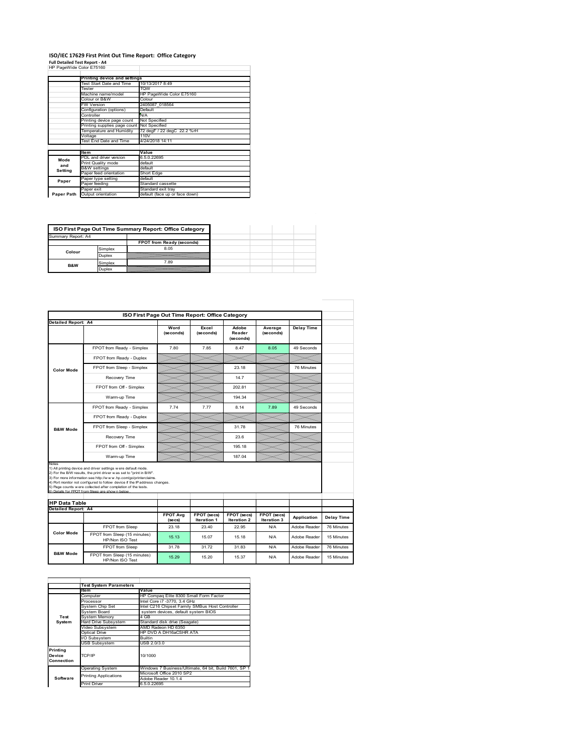# ISO/IEC 17629 First Print Out Time Report: Office Category

**Full Detailed Test Report - A4**

HP PageWide Color E75160

| | | |
|---|---|---|
| | **Printing device and settings** | |
| | Test Start Date and Time | 10/13/2017 8:49 |
| | Tester | TQW |
| | Machine name/model | HP PageWide Color E75160 |
| | Colour or B&W | Colour |
| | FW Version | 2405087_018564 |
| | Configuration (options) | Default |
| | Controller | N/A |
| | Printing device page count | Not Specified |
| | Printing supplies page count | Not Specified |
| | Temperature and Humidity | 72 degF / 22 degC 22.2 %rH |
| | Voltage | 110V |
| | Test End Date and Time | 4/24/2018 14:11 |
| | **Item** | **Value** |
| Mode and Setting | PDL and driver version | 6.5.0.22695 |
| | Print Quality mode | default |
| | B&W settings | default |
| | Paper feed orientation | Short Edge |
| Paper | Paper type setting | default |
| | Paper feeding | Standard cassette |
| Paper Path | Paper exit | Standard exit tray |
| | Output orientation | default (face up or face down) |

| ISO First Page Out Time Summary Report: Office Category | | |
|---|---|---|
| Summary Report: A4 | | |
| | | FPOT from Ready (seconds) |
| Colour | Simplex | 8.05 |
| | Duplex | |
| B&W | Simplex | 7.89 |
| | Duplex | |

**ISO First Page Out Time Report: Office Category**

| Detailed Report: A4 | | Word (seconds) | Excel (seconds) | Adobe Reader (seconds) | Average (seconds) | Delay Time |
|---|---|---|---|---|---|---|
| Color Mode | FPOT from Ready - Simplex | 7.80 | 7.85 | 8.47 | 8.05 | 49 Seconds |
| | FPOT from Ready - Duplex | | | | | |
| | FPOT from Sleep - Simplex | | | 23.18 | | 76 Minutes |
| | Recovery Time | | | 14.7 | | |
| | FPOT from Off - Simplex | | | 202.81 | | |
| | Warm-up Time | | | 194.34 | | |
| B&W Mode | FPOT from Ready - Simplex | 7.74 | 7.77 | 8.14 | 7.89 | 49 Seconds |
| | FPOT from Ready - Duplex | | | | | |
| | FPOT from Sleep - Simplex | | | 31.78 | | 76 Minutes |
| | Recovery Time | | | 23.6 | | |
| | FPOT from Off - Simplex | | | 195.18 | | |
| | Warm-up Time | | | 187.04 | | |

Notes
1) All printing device and driver settings were default mode.
2) For the B/W results, the print driver was set to "print in B/W".
3) For more information see http://www.hp.com/go/printerclaims.
4) Port monitor not configured to follow device if the IP address changes.
5) Page counts were collected after completion of the tests.
6) Details for FPOT from Sleep are shown below.

**HP Data Table**

| Detailed Report: A4 | | FPOT Avg (secs) | FPOT (secs) Iteration 1 | FPOT (secs) Iteration 2 | FPOT (secs) Iteration 3 | Application | Delay Time |
|---|---|---|---|---|---|---|---|
| Color Mode | FPOT from Sleep | 23.18 | 23.40 | 22.95 | N/A | Adobe Reader | 76 Minutes |
| | FPOT from Sleep (15 minutes) HP/Non ISO Test | 15.13 | 15.07 | 15.18 | N/A | Adobe Reader | 15 Minutes |
| B&W Mode | FPOT from Sleep | 31.78 | 31.72 | 31.83 | N/A | Adobe Reader | 76 Minutes |
| | FPOT from Sleep (15 minutes) HP/Non ISO Test | 15.29 | 15.20 | 15.37 | N/A | Adobe Reader | 15 Minutes |

| | Test System Parameters | |
|---|---|---|
| | **Item** | **Value** |
| Test System | Computer | HP Compaq Elite 8300 Small Form Factor |
| | Processor | Intel Core i7 -3770, 3.4 GHz |
| | System Chip Set | Intel C216 Chipset Family SMBus Host Controller |
| | System Board | system devices, default system BIOS |
| | System Memory | 4 GB |
| | Hard Drive Subsystem | Standard disk drive (Seagate) |
| | Video Subsystem | AMD Radeon HD 6350 |
| | Optical Drive | HP DVD A DH16aCSHR ATA |
| | I/O Subsystem | Builtin |
| | USB Subsystem | USB 2.0/3.0 |
| Printing Device Connection | TCP/IP | 10/1000 |
| Software | Operating System | Windows 7 Business/Ultimate, 64 bit, Build 7601, SP 1 |
| | Printing Applications | Microsoft Office 2010 SP2<br>Adobe Reader 10.1.4 |
| | Print Driver | 6.5.0.22695 |